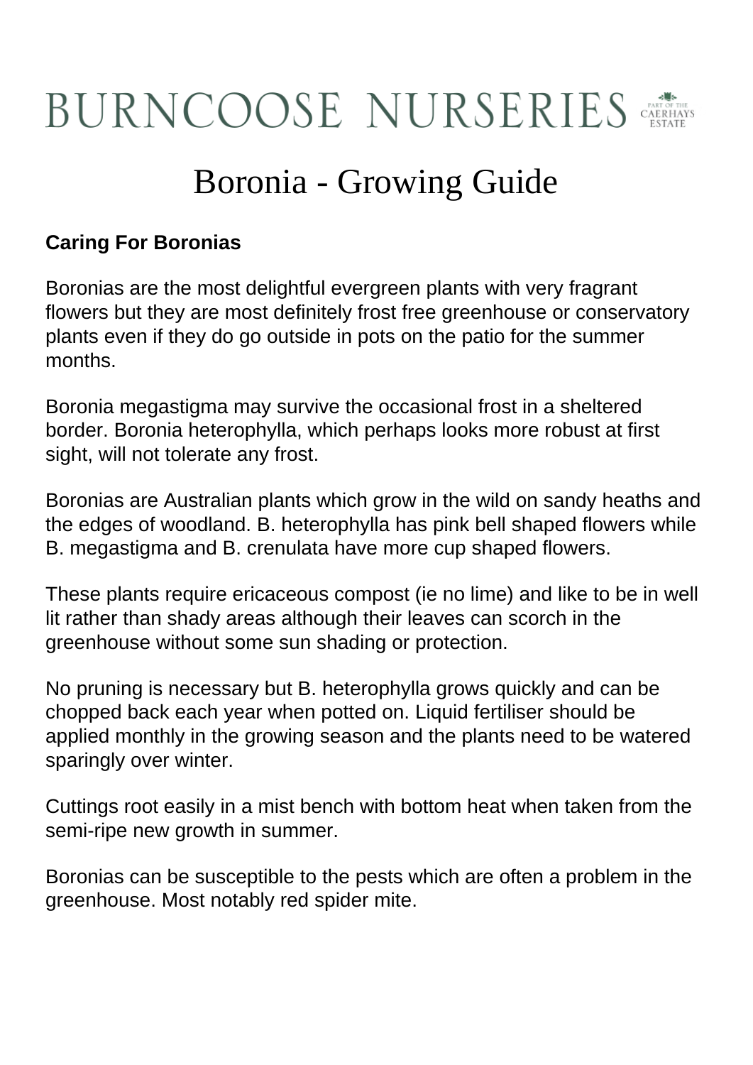# BURNCOOSE NURSERIES

PART OF THE CAERHAYS ESTATE

## Boronia - Growing Guide

**Caring For Boronias**

Boronias are the most delightful evergreen plants with very fragrant flowers but they are most definitely frost free greenhouse or conservatory plants even if they do go outside in pots on the patio for the summer months.

Boronia megastigma may survive the occasional frost in a sheltered border. Boronia heterophylla, which perhaps looks more robust at first sight, will not tolerate any frost.

Boronias are Australian plants which grow in the wild on sandy heaths and the edges of woodland. B. heterophylla has pink bell shaped flowers while B. megastigma and B. crenulata have more cup shaped flowers.

These plants require ericaceous compost (ie no lime) and like to be in well lit rather than shady areas although their leaves can scorch in the greenhouse without some sun shading or protection.

No pruning is necessary but B. heterophylla grows quickly and can be chopped back each year when potted on. Liquid fertiliser should be applied monthly in the growing season and the plants need to be watered sparingly over winter.

Cuttings root easily in a mist bench with bottom heat when taken from the semi-ripe new growth in summer.

Boronias can be susceptible to the pests which are often a problem in the greenhouse. Most notably red spider mite.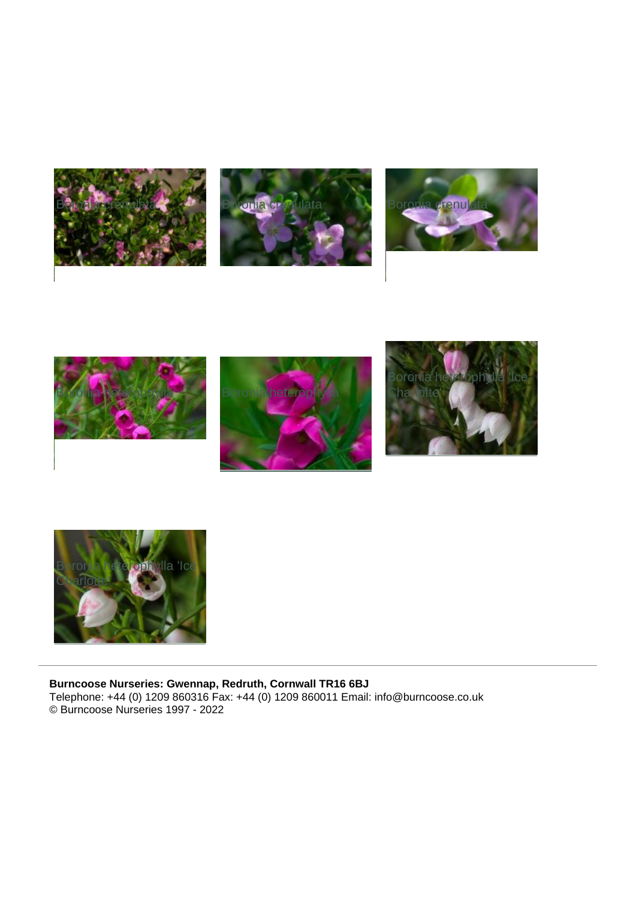Boronia crenulata

Boronia crenulata

Boronia crenulata

Boronia heterophylla

Boronia heterophylla

Boronia heterophylla 'Ice Charlotte'

Boronia heterophylla 'Ice Charlotte'

**Burncoose Nurseries: Gwennap, Redruth, Cornwall TR16 6BJ**
Telephone: +44 (0) 1209 860316 Fax: +44 (0) 1209 860011 Email: info@burncoose.co.uk
© Burncoose Nurseries 1997 - 2022